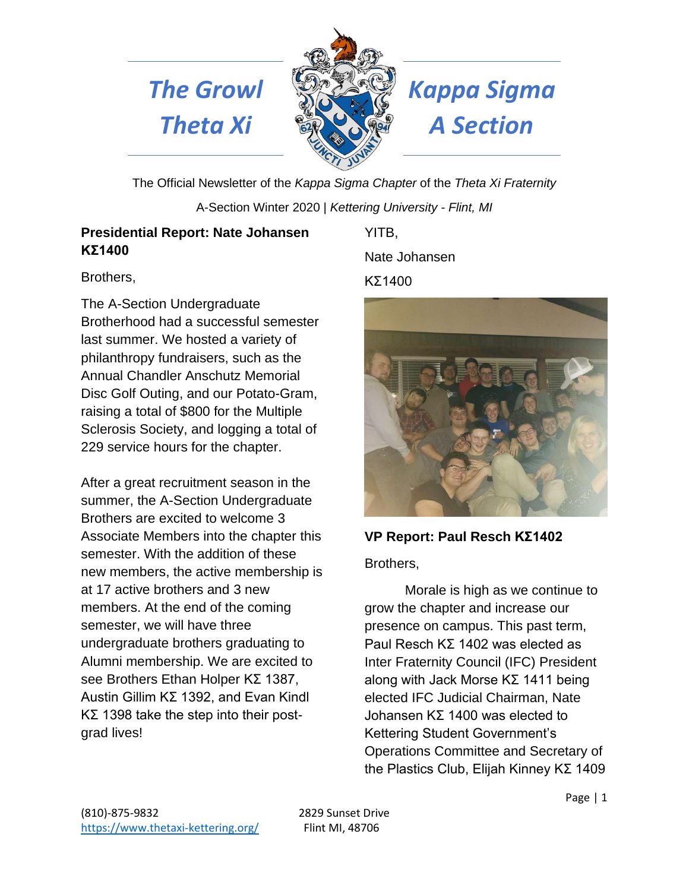# The Growl Theta Xi

# Kappa Sigma A Section

The Official Newsletter of the *Kappa Sigma Chapter* of the *Theta Xi Fraternity*

A-Section Winter 2020 | *Kettering University - Flint, MI*

**Presidential Report: Nate Johansen KΣ1400**

Brothers,

The A-Section Undergraduate Brotherhood had a successful semester last summer. We hosted a variety of philanthropy fundraisers, such as the Annual Chandler Anschutz Memorial Disc Golf Outing, and our Potato-Gram, raising a total of $800 for the Multiple Sclerosis Society, and logging a total of 229 service hours for the chapter.

After a great recruitment season in the summer, the A-Section Undergraduate Brothers are excited to welcome 3 Associate Members into the chapter this semester. With the addition of these new members, the active membership is at 17 active brothers and 3 new members. At the end of the coming semester, we will have three undergraduate brothers graduating to Alumni membership. We are excited to see Brothers Ethan Holper KΣ 1387, Austin Gillim KΣ 1392, and Evan Kindl KΣ 1398 take the step into their post-grad lives!

YITB,

Nate Johansen

KΣ1400

**VP Report: Paul Resch KΣ1402**

Brothers,

Morale is high as we continue to grow the chapter and increase our presence on campus. This past term, Paul Resch KΣ 1402 was elected as Inter Fraternity Council (IFC) President along with Jack Morse KΣ 1411 being elected IFC Judicial Chairman, Nate Johansen KΣ 1400 was elected to Kettering Student Government's Operations Committee and Secretary of the Plastics Club, Elijah Kinney KΣ 1409

(810)-875-9832
https://www.thetaxi-kettering.org/

2829 Sunset Drive
Flint MI, 48706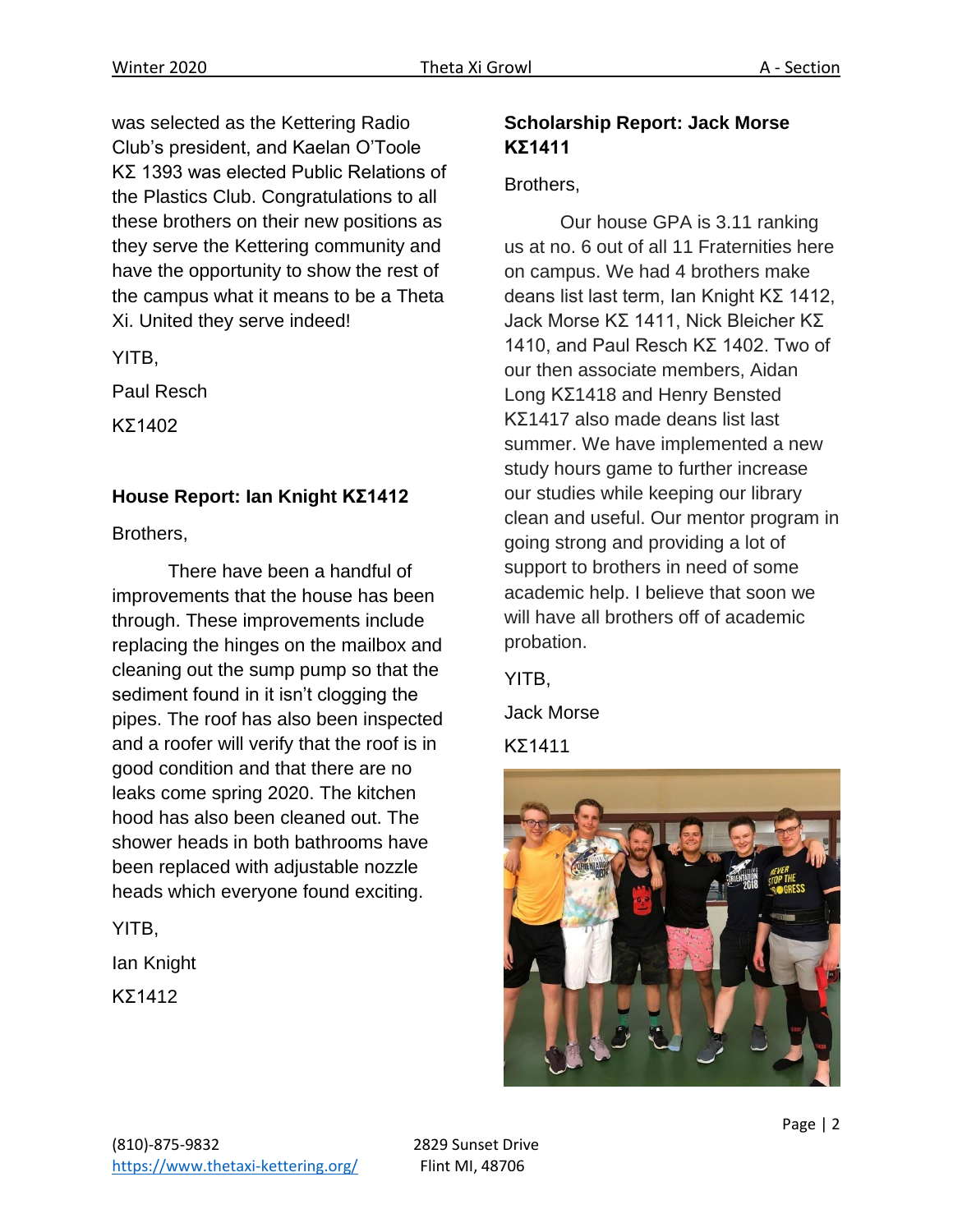was selected as the Kettering Radio Club's president, and Kaelan O'Toole KΣ 1393 was elected Public Relations of the Plastics Club. Congratulations to all these brothers on their new positions as they serve the Kettering community and have the opportunity to show the rest of the campus what it means to be a Theta Xi. United they serve indeed!

YITB,

Paul Resch

KΣ1402

**House Report: Ian Knight KΣ1412**

Brothers,

There have been a handful of improvements that the house has been through. These improvements include replacing the hinges on the mailbox and cleaning out the sump pump so that the sediment found in it isn't clogging the pipes. The roof has also been inspected and a roofer will verify that the roof is in good condition and that there are no leaks come spring 2020. The kitchen hood has also been cleaned out. The shower heads in both bathrooms have been replaced with adjustable nozzle heads which everyone found exciting.

YITB,

Ian Knight

KΣ1412

**Scholarship Report: Jack Morse KΣ1411**

Brothers,

Our house GPA is 3.11 ranking us at no. 6 out of all 11 Fraternities here on campus. We had 4 brothers make deans list last term, Ian Knight KΣ 1412, Jack Morse KΣ 1411, Nick Bleicher KΣ 1410, and Paul Resch KΣ 1402. Two of our then associate members, Aidan Long KΣ1418 and Henry Bensted KΣ1417 also made deans list last summer. We have implemented a new study hours game to further increase our studies while keeping our library clean and useful. Our mentor program in going strong and providing a lot of support to brothers in need of some academic help. I believe that soon we will have all brothers off of academic probation.

YITB,

Jack Morse

KΣ1411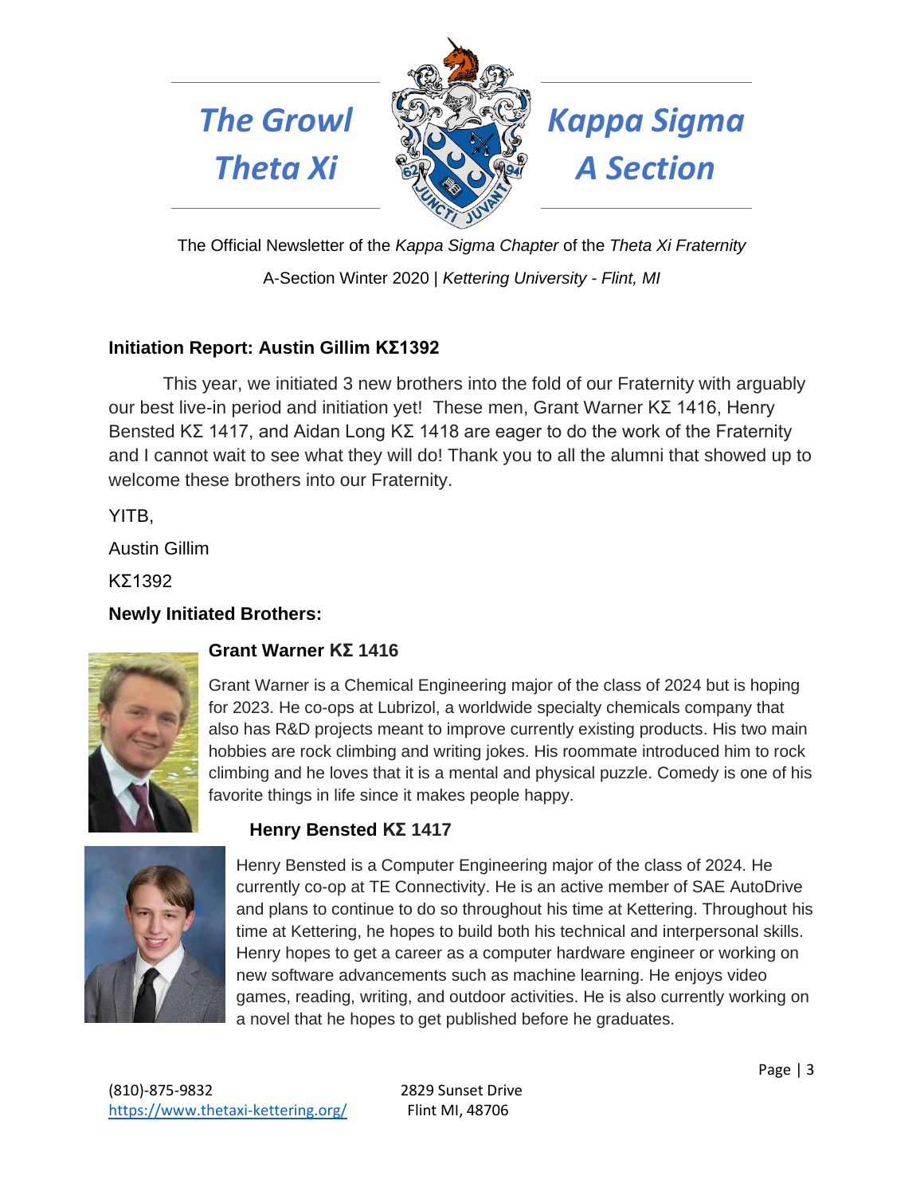# The Growl Theta Xi | Kappa Sigma A Section

The Official Newsletter of the *Kappa Sigma Chapter* of the *Theta Xi Fraternity*

A-Section Winter 2020 | *Kettering University - Flint, MI*

## Initiation Report: Austin Gillim ΚΣ1392

This year, we initiated 3 new brothers into the fold of our Fraternity with arguably our best live-in period and initiation yet! These men, Grant Warner ΚΣ 1416, Henry Bensted ΚΣ 1417, and Aidan Long ΚΣ 1418 are eager to do the work of the Fraternity and I cannot wait to see what they will do! Thank you to all the alumni that showed up to welcome these brothers into our Fraternity.

YITB,

Austin Gillim

ΚΣ1392

**Newly Initiated Brothers:**

### Grant Warner ΚΣ 1416

Grant Warner is a Chemical Engineering major of the class of 2024 but is hoping for 2023. He co-ops at Lubrizol, a worldwide specialty chemicals company that also has R&D projects meant to improve currently existing products. His two main hobbies are rock climbing and writing jokes. His roommate introduced him to rock climbing and he loves that it is a mental and physical puzzle. Comedy is one of his favorite things in life since it makes people happy.

### Henry Bensted ΚΣ 1417

Henry Bensted is a Computer Engineering major of the class of 2024. He currently co-op at TE Connectivity. He is an active member of SAE AutoDrive and plans to continue to do so throughout his time at Kettering. Throughout his time at Kettering, he hopes to build both his technical and interpersonal skills. Henry hopes to get a career as a computer hardware engineer or working on new software advancements such as machine learning. He enjoys video games, reading, writing, and outdoor activities. He is also currently working on a novel that he hopes to get published before he graduates.

(810)-875-9832
https://www.thetaxi-kettering.org/

2829 Sunset Drive
Flint MI, 48706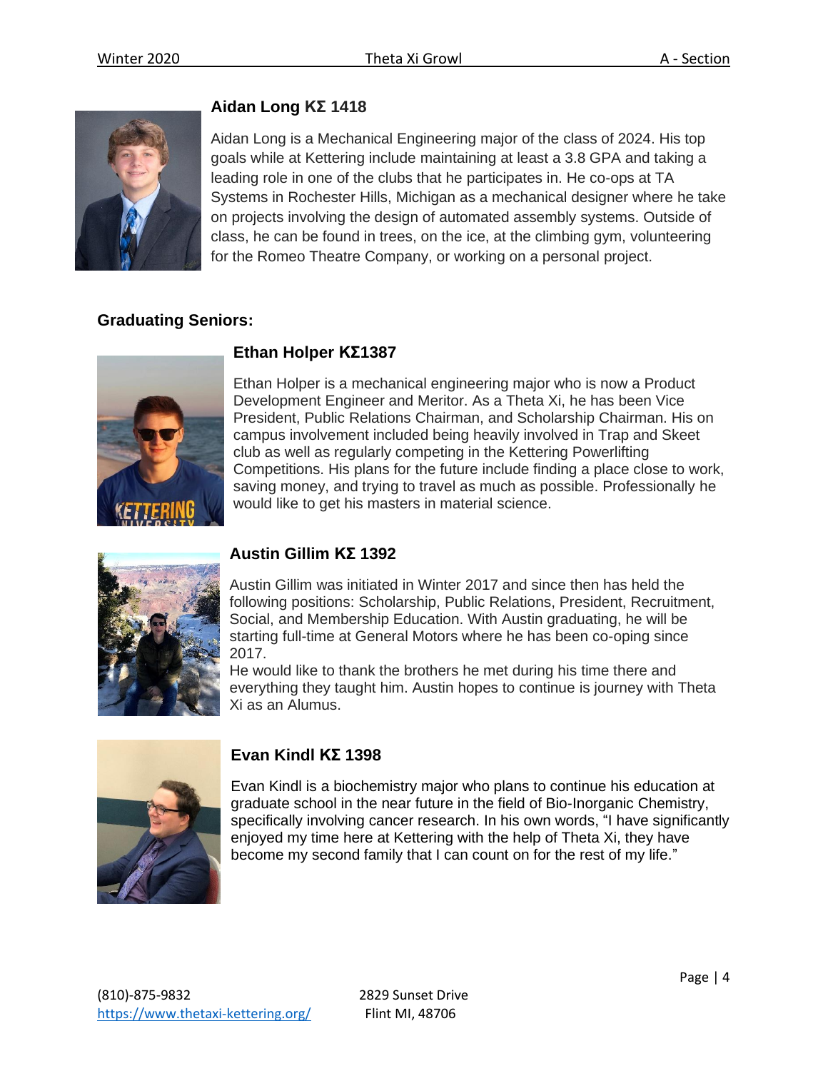### Aidan Long ΚΣ 1418

Aidan Long is a Mechanical Engineering major of the class of 2024. His top goals while at Kettering include maintaining at least a 3.8 GPA and taking a leading role in one of the clubs that he participates in. He co-ops at TA Systems in Rochester Hills, Michigan as a mechanical designer where he take on projects involving the design of automated assembly systems. Outside of class, he can be found in trees, on the ice, at the climbing gym, volunteering for the Romeo Theatre Company, or working on a personal project.

## Graduating Seniors:

### Ethan Holper ΚΣ1387

Ethan Holper is a mechanical engineering major who is now a Product Development Engineer and Meritor. As a Theta Xi, he has been Vice President, Public Relations Chairman, and Scholarship Chairman. His on campus involvement included being heavily involved in Trap and Skeet club as well as regularly competing in the Kettering Powerlifting Competitions. His plans for the future include finding a place close to work, saving money, and trying to travel as much as possible. Professionally he would like to get his masters in material science.

### Austin Gillim ΚΣ 1392

Austin Gillim was initiated in Winter 2017 and since then has held the following positions: Scholarship, Public Relations, President, Recruitment, Social, and Membership Education. With Austin graduating, he will be starting full-time at General Motors where he has been co-oping since 2017.
He would like to thank the brothers he met during his time there and everything they taught him. Austin hopes to continue is journey with Theta Xi as an Alumus.

### Evan Kindl ΚΣ 1398

Evan Kindl is a biochemistry major who plans to continue his education at graduate school in the near future in the field of Bio-Inorganic Chemistry, specifically involving cancer research. In his own words, "I have significantly enjoyed my time here at Kettering with the help of Theta Xi, they have become my second family that I can count on for the rest of my life."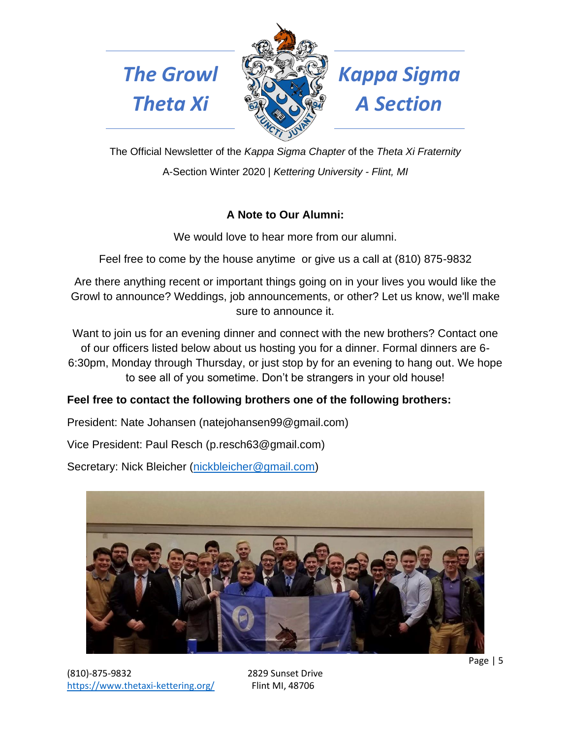The Growl Theta Xi

Kappa Sigma A Section

The Official Newsletter of the *Kappa Sigma Chapter* of the *Theta Xi Fraternity*

A-Section Winter 2020 | *Kettering University - Flint, MI*

**A Note to Our Alumni:**

We would love to hear more from our alumni.

Feel free to come by the house anytime  or give us a call at (810) 875-9832

Are there anything recent or important things going on in your lives you would like the Growl to announce? Weddings, job announcements, or other? Let us know, we'll make sure to announce it.

Want to join us for an evening dinner and connect with the new brothers? Contact one of our officers listed below about us hosting you for a dinner. Formal dinners are 6-6:30pm, Monday through Thursday, or just stop by for an evening to hang out. We hope to see all of you sometime. Don't be strangers in your old house!

**Feel free to contact the following brothers one of the following brothers:**

President: Nate Johansen (natejohansen99@gmail.com)

Vice President: Paul Resch (p.resch63@gmail.com)

Secretary: Nick Bleicher (nickbleicher@gmail.com)

(810)-875-9832
https://www.thetaxi-kettering.org/

2829 Sunset Drive
Flint MI, 48706